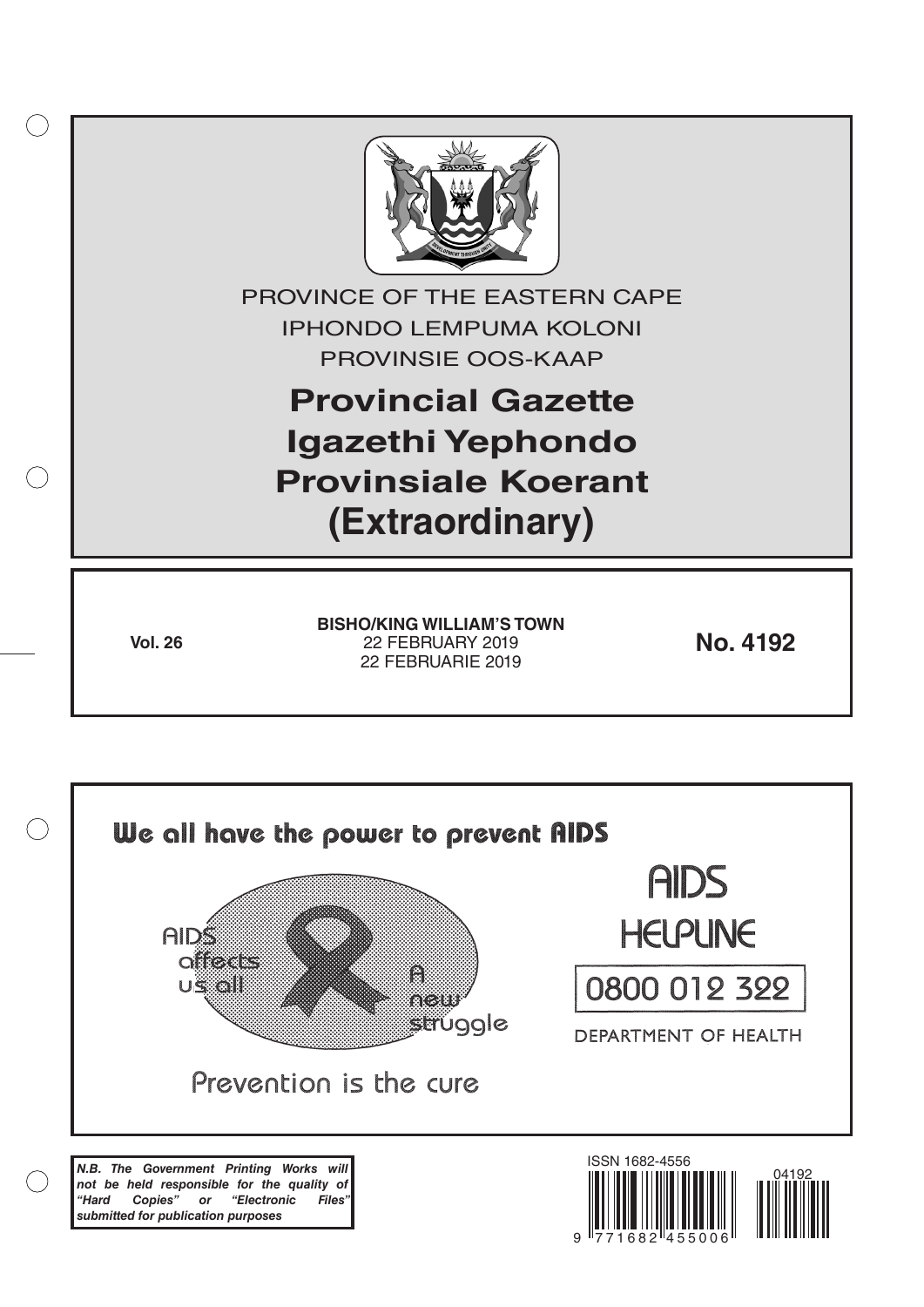PROVINCE OF THE EASTERN CAPE
IPHONDO LEMPUMA KOLONI
PROVINSIE OOS-KAAP

# Provincial Gazette
# Igazethi Yephondo
# Provinsiale Koerant
# (Extraordinary)

**Vol. 26**

**BISHO/KING WILLIAM'S TOWN**
22 FEBRUARY 2019
22 FEBRUARIE 2019

**No. 4192**

We all have the power to prevent AIDS

AIDS affects us all

A new struggle

Prevention is the cure

AIDS HELPLINE

0800 012 322

DEPARTMENT OF HEALTH

***N.B. The Government Printing Works will not be held responsible for the quality of "Hard Copies" or "Electronic Files" submitted for publication purposes***

ISSN 1682-4556

9 771682 455006

04192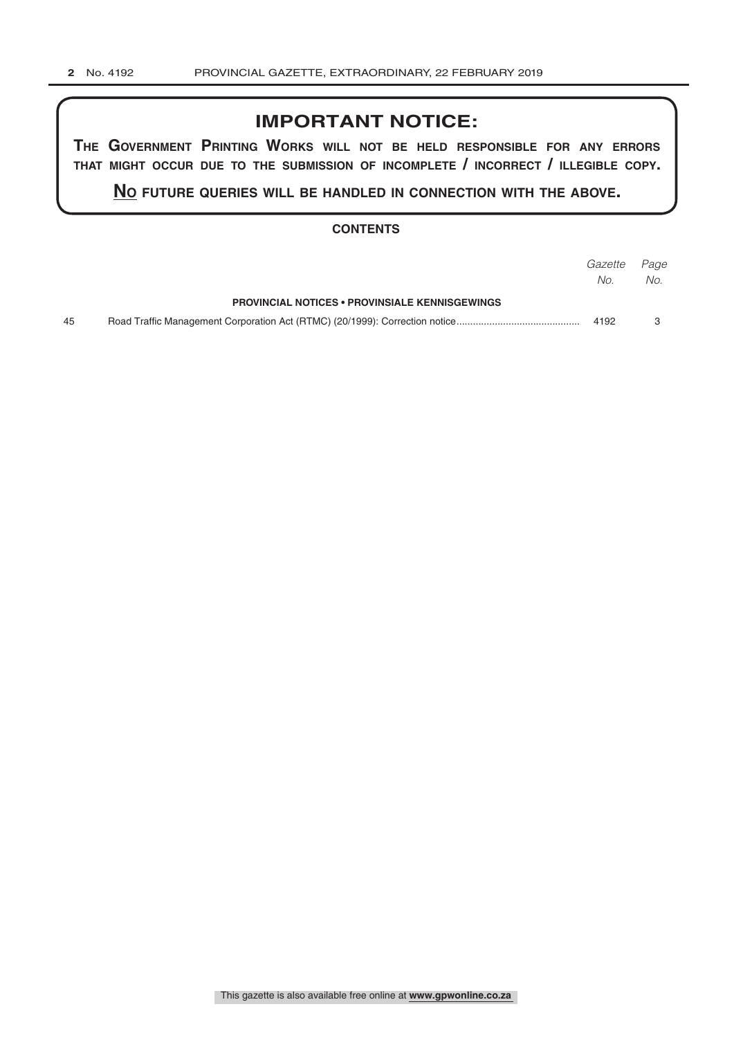# IMPORTANT NOTICE:

**THE GOVERNMENT PRINTING WORKS WILL NOT BE HELD RESPONSIBLE FOR ANY ERRORS THAT MIGHT OCCUR DUE TO THE SUBMISSION OF INCOMPLETE / INCORRECT / ILLEGIBLE COPY.**

**NO FUTURE QUERIES WILL BE HANDLED IN CONNECTION WITH THE ABOVE.**

## CONTENTS

| | | *Gazette No.* | *Page No.* |
|---|---|---|---|
| | **PROVINCIAL NOTICES • PROVINSIALE KENNISGEWINGS** | | |
| 45 | Road Traffic Management Corporation Act (RTMC) (20/1999): Correction notice | 4192 | 3 |

This gazette is also available free online at **www.gpwonline.co.za**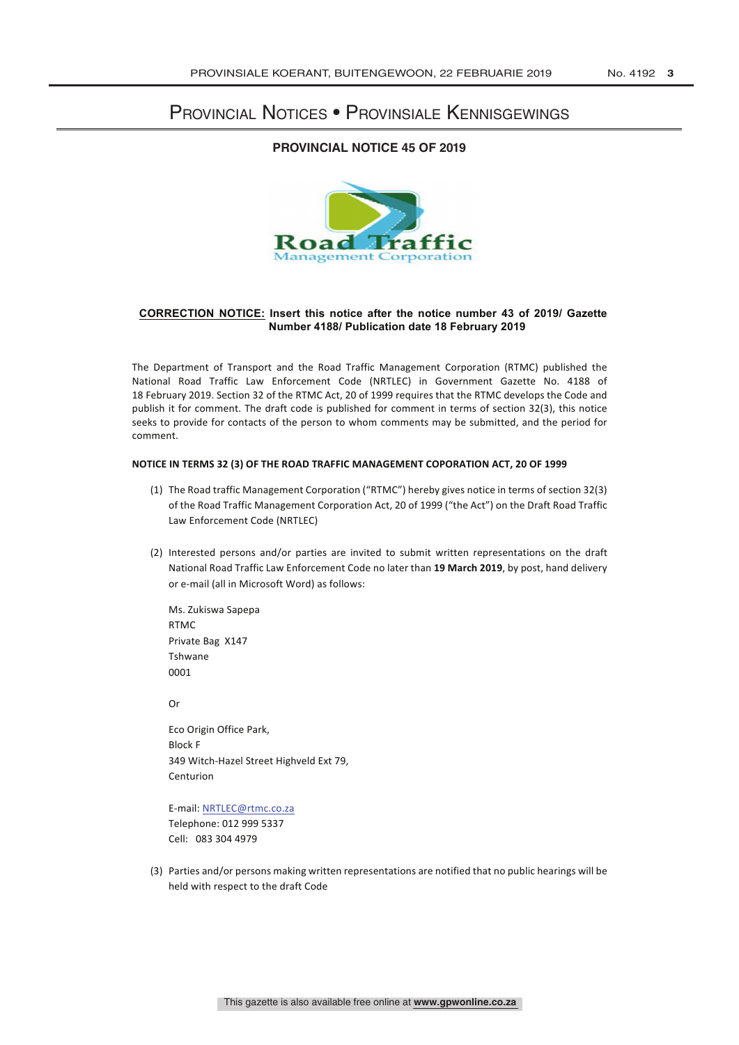# Provincial Notices • Provinsiale Kennisgewings

## PROVINCIAL NOTICE 45 OF 2019

**CORRECTION NOTICE: Insert this notice after the notice number 43 of 2019/ Gazette Number 4188/ Publication date 18 February 2019**

The Department of Transport and the Road Traffic Management Corporation (RTMC) published the National Road Traffic Law Enforcement Code (NRTLEC) in Government Gazette No. 4188 of 18 February 2019. Section 32 of the RTMC Act, 20 of 1999 requires that the RTMC develops the Code and publish it for comment. The draft code is published for comment in terms of section 32(3), this notice seeks to provide for contacts of the person to whom comments may be submitted, and the period for comment.

**NOTICE IN TERMS 32 (3) OF THE ROAD TRAFFIC MANAGEMENT COPORATION ACT, 20 OF 1999**

(1) The Road traffic Management Corporation ("RTMC") hereby gives notice in terms of section 32(3) of the Road Traffic Management Corporation Act, 20 of 1999 ("the Act") on the Draft Road Traffic Law Enforcement Code (NRTLEC)

(2) Interested persons and/or parties are invited to submit written representations on the draft National Road Traffic Law Enforcement Code no later than **19 March 2019**, by post, hand delivery or e-mail (all in Microsoft Word) as follows:

Ms. Zukiswa Sapepa
RTMC
Private Bag X147
Tshwane
0001

Or

Eco Origin Office Park,
Block F
349 Witch-Hazel Street Highveld Ext 79,
Centurion

E-mail: NRTLEC@rtmc.co.za
Telephone: 012 999 5337
Cell: 083 304 4979

(3) Parties and/or persons making written representations are notified that no public hearings will be held with respect to the draft Code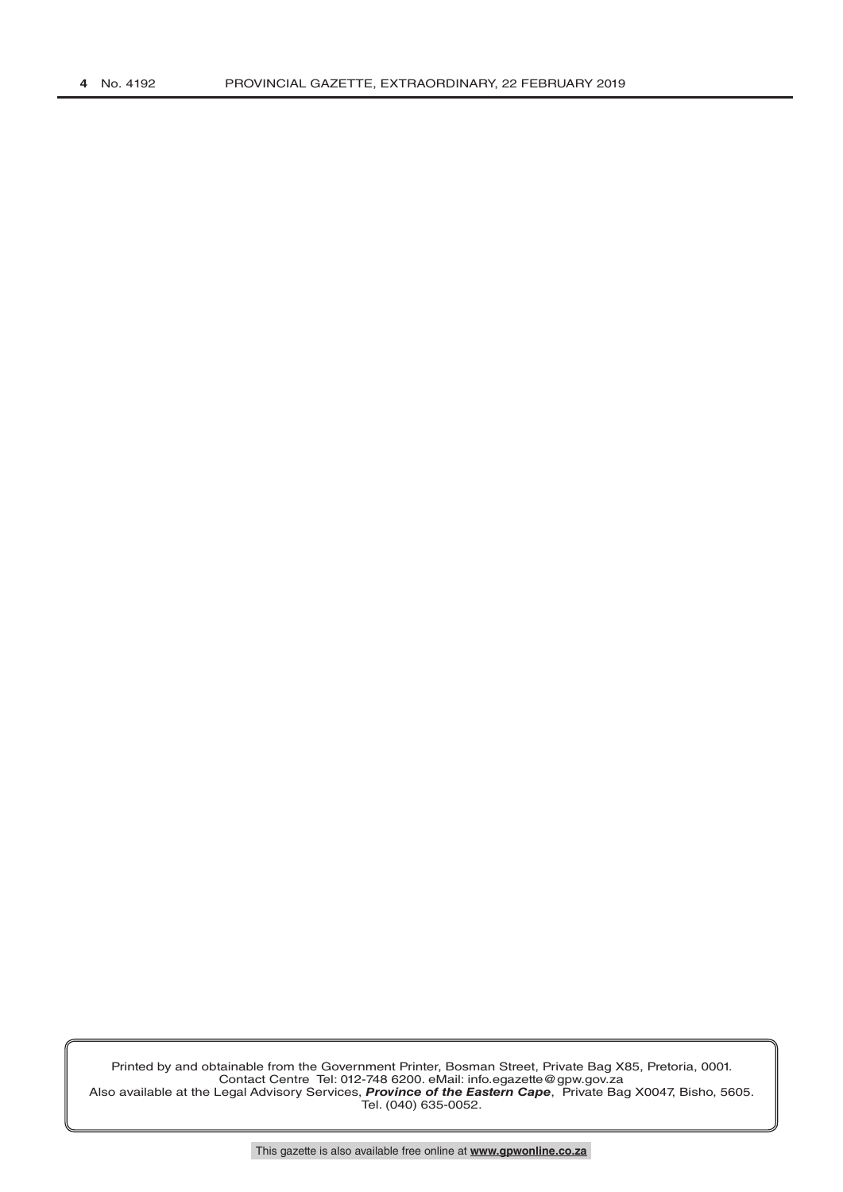Printed by and obtainable from the Government Printer, Bosman Street, Private Bag X85, Pretoria, 0001.
Contact Centre Tel: 012-748 6200. eMail: info.egazette@gpw.gov.za
Also available at the Legal Advisory Services, ***Province of the Eastern Cape***, Private Bag X0047, Bisho, 5605.
Tel. (040) 635-0052.

This gazette is also available free online at **www.gpwonline.co.za**